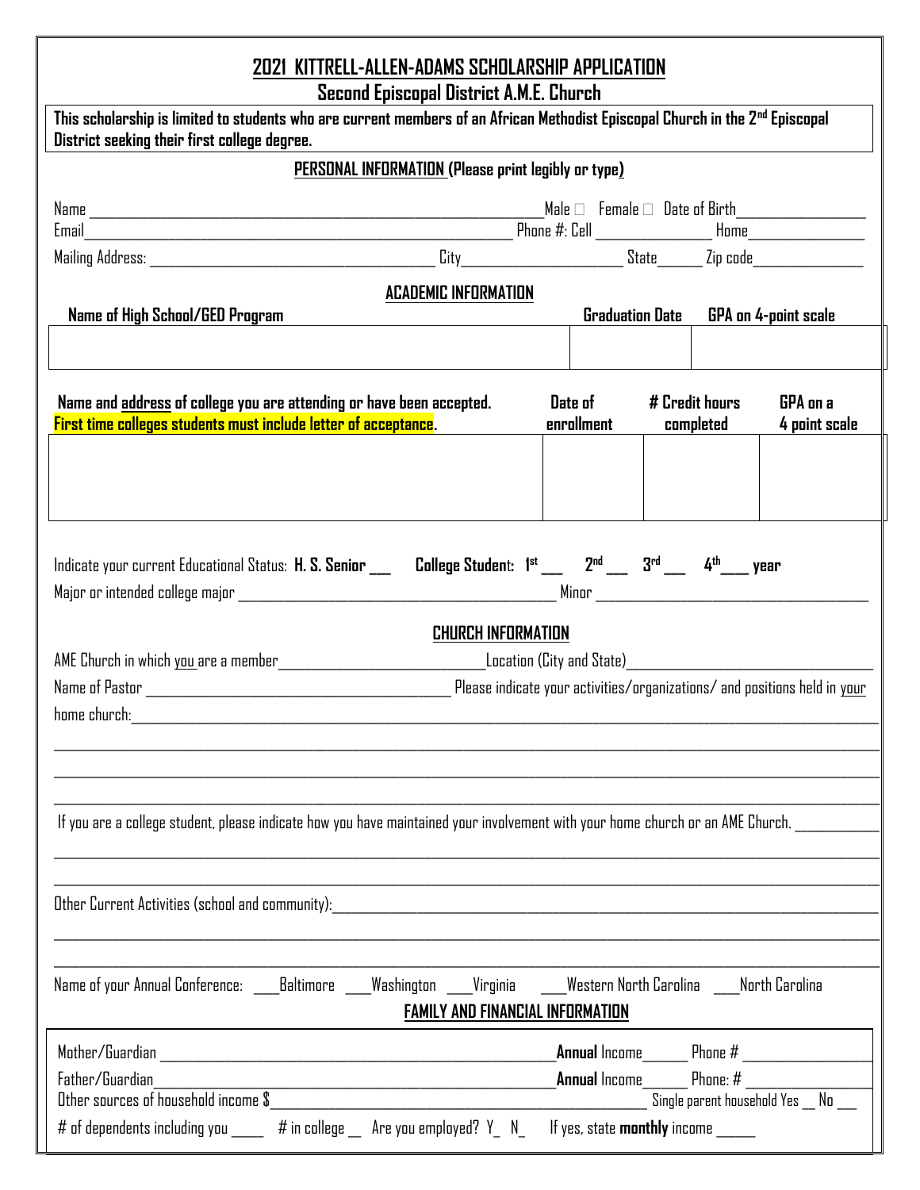# 2021 KITTRELL-ALLEN-ADAMS SCHOLARSHIP APPLICATION

## Second Episcopal District A.M.E. Church

**This scholarship is limited to students who are current members of an African Methodist Episcopal Church in the 2nd Episcopal District seeking their first college degree.**

### PERSONAL INFORMATION (Please print legibly or type)

Name ______________________________ Male ☐ Female ☐ Date of Birth __________

Email ______________________________ Phone #: Cell __________ Home __________

Mailing Address: ______________________ City __________ State ______ Zip code __________

### ACADEMIC INFORMATION

| Name of High School/GED Program | Graduation Date | GPA on 4-point scale |
|---|---|---|
| | | |

| Name and address of college you are attending or have been accepted. First time colleges students must include letter of acceptance. | Date of enrollment | # Credit hours completed | GPA on a 4 point scale |
|---|---|---|---|
| | | | |

Indicate your current Educational Status: **H. S. Senior ___ College Student: 1st ___ 2nd ___ 3rd ___ 4th ___ year**

Major or intended college major ______________________ Minor ______________________

### CHURCH INFORMATION

AME Church in which you are a member ______________________ Location (City and State) ______________________

Name of Pastor ______________________ Please indicate your activities/organizations/ and positions held in your home church: ______________________

______________________

______________________

______________________

If you are a college student, please indicate how you have maintained your involvement with your home church or an AME Church. __________

______________________

______________________

Other Current Activities (school and community): ______________________

______________________

______________________

Name of your Annual Conference: ___Baltimore ___Washington ___Virginia ___Western North Carolina ___North Carolina

### FAMILY AND FINANCIAL INFORMATION

Mother/Guardian ______________________ **Annual** Income ______ Phone # __________

Father/Guardian ______________________ **Annual** Income ______ Phone: # __________

Other sources of household income $ ______________________ Single parent household Yes __ No ___

# of dependents including you ____ # in college __ Are you employed? Y_ N_ If yes, state **monthly** income _____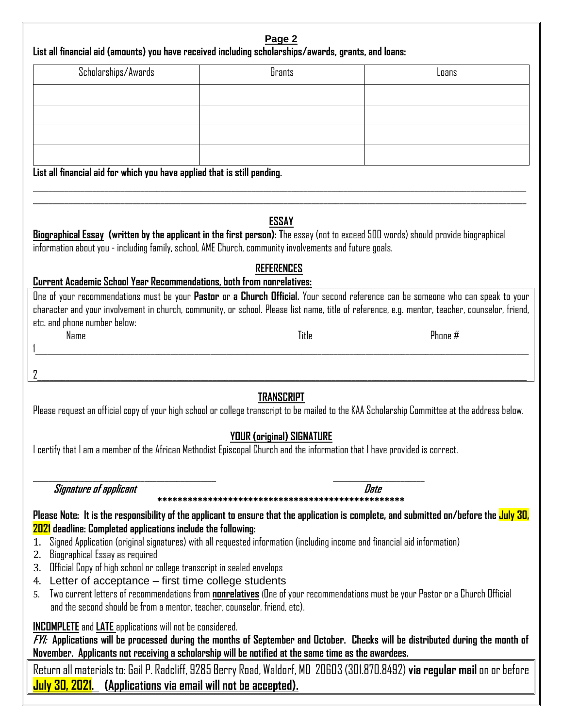**Page 2**

**List all financial aid (amounts) you have received including scholarships/awards, grants, and loans:**

| Scholarships/Awards | Grants | Loans |
|---|---|---|
| | | |
| | | |
| | | |
| | | |

**List all financial aid for which you have applied that is still pending.**

______________________________________________________________________________________________

______________________________________________________________________________________________

## ESSAY

**Biographical Essay (written by the applicant in the first person): T**he essay (not to exceed 500 words) should provide biographical information about you - including family, school, AME Church, community involvements and future goals.

## REFERENCES

**Current Academic School Year Recommendations, both from nonrelatives:**

One of your recommendations must be your **Pastor** or **a Church Official.** Your second reference can be someone who can speak to your character and your involvement in church, community, or school. Please list name, title of reference, e.g. mentor, teacher, counselor, friend, etc. and phone number below:

| | Name | Title | Phone # |
|---|---|---|---|
| 1 | | | |
| 2 | | | |

## TRANSCRIPT

Please request an official copy of your high school or college transcript to be mailed to the KAA Scholarship Committee at the address below.

## YOUR (original) SIGNATURE

I certify that I am a member of the African Methodist Episcopal Church and the information that I have provided is correct.

________________________________________ ____________________

***Signature of applicant*** ***Date***

***************************************************

**Please Note: It is the responsibility of the applicant to ensure that the application is complete, and submitted on/before the July 30, 2021 deadline: Completed applications include the following:**

1. Signed Application (original signatures) with all requested information (including income and financial aid information)
2. Biographical Essay as required
3. Official Copy of high school or college transcript in sealed envelops
4. Letter of acceptance – first time college students
5. Two current letters of recommendations from **nonrelatives** (One of your recommendations must be your Pastor or a Church Official and the second should be from a mentor, teacher, counselor, friend, etc).

**INCOMPLETE** and **LATE** applications will not be considered.

***FYI:* Applications will be processed during the months of September and October. Checks will be distributed during the month of November. Applicants not receiving a scholarship will be notified at the same time as the awardees.**

Return all materials to: Gail P. Radcliff, 9285 Berry Road, Waldorf, MD 20603 (301.870.8492) **via regular mail** on or before **July 30, 2021. (Applications via email will not be accepted).**